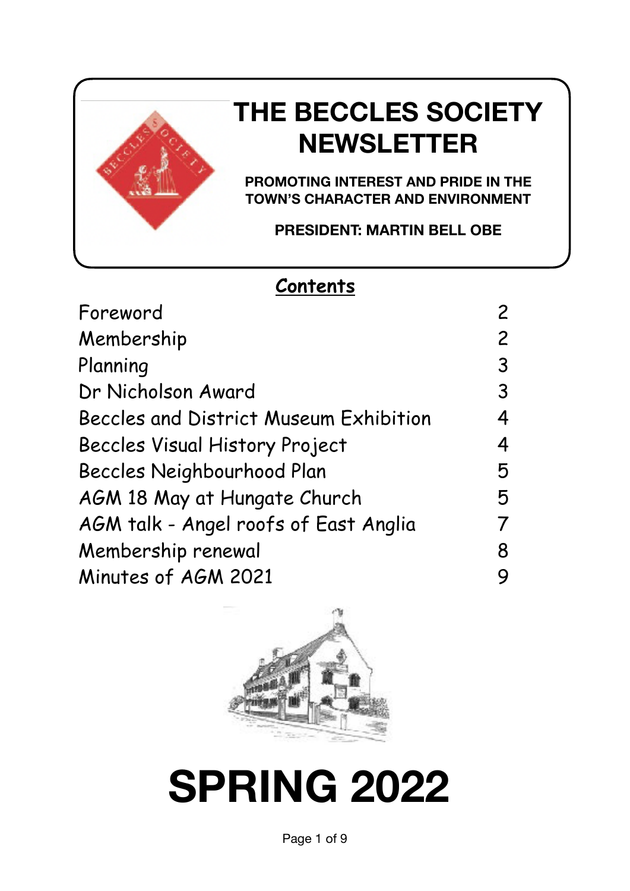# THE BECCLES SOCIETY NEWSLETTER

**PROMOTING INTEREST AND PRIDE IN THE TOWN'S CHARACTER AND ENVIRONMENT**

**PRESIDENT: MARTIN BELL OBE**

## Contents

| | |
|---|---|
| Foreword | 2 |
| Membership | 2 |
| Planning | 3 |
| Dr Nicholson Award | 3 |
| Beccles and District Museum Exhibition | 4 |
| Beccles Visual History Project | 4 |
| Beccles Neighbourhood Plan | 5 |
| AGM 18 May at Hungate Church | 5 |
| AGM talk - Angel roofs of East Anglia | 7 |
| Membership renewal | 8 |
| Minutes of AGM 2021 | 9 |

# SPRING 2022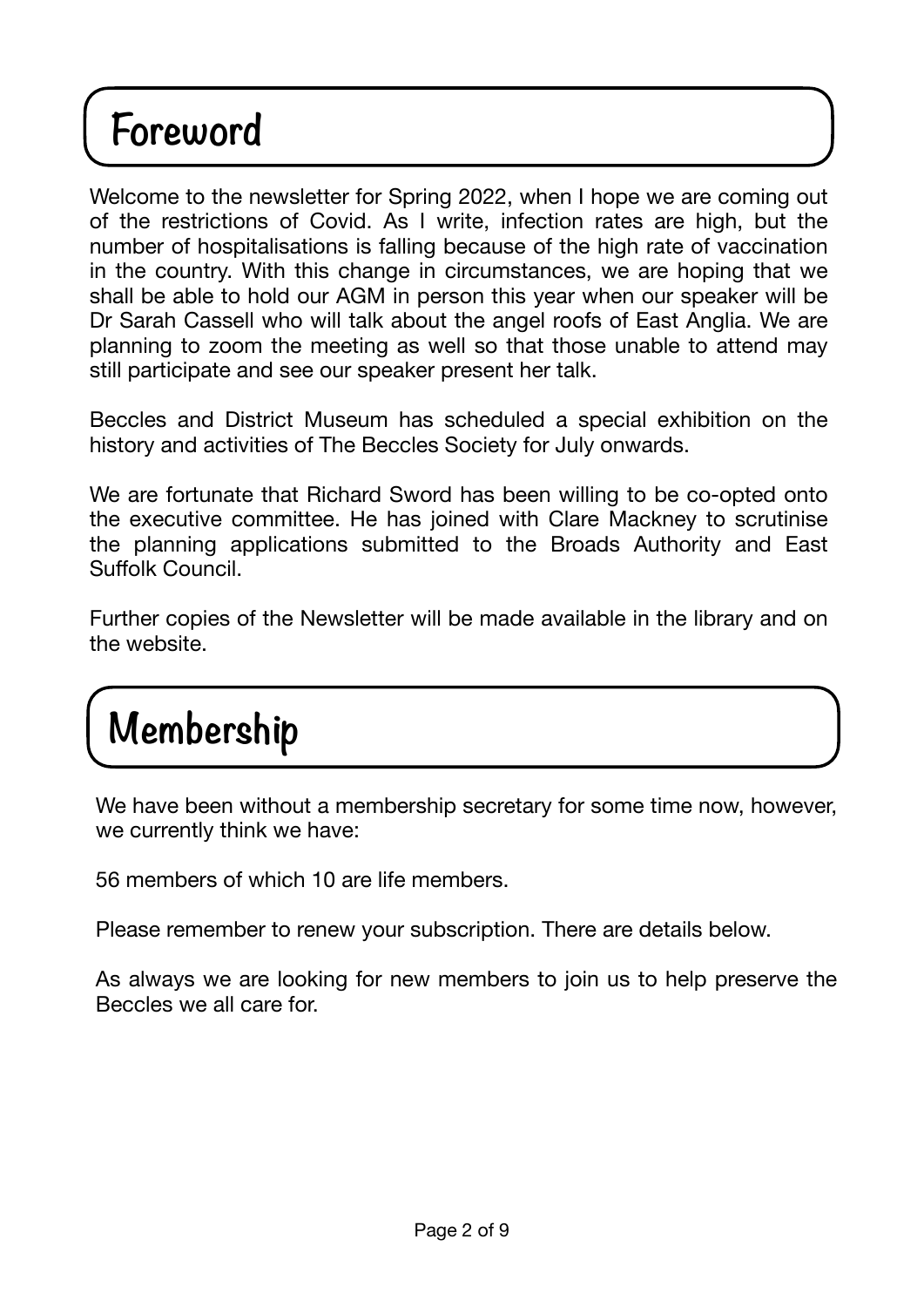## Foreword

Welcome to the newsletter for Spring 2022, when I hope we are coming out of the restrictions of Covid. As I write, infection rates are high, but the number of hospitalisations is falling because of the high rate of vaccination in the country. With this change in circumstances, we are hoping that we shall be able to hold our AGM in person this year when our speaker will be Dr Sarah Cassell who will talk about the angel roofs of East Anglia. We are planning to zoom the meeting as well so that those unable to attend may still participate and see our speaker present her talk.

Beccles and District Museum has scheduled a special exhibition on the history and activities of The Beccles Society for July onwards.

We are fortunate that Richard Sword has been willing to be co-opted onto the executive committee. He has joined with Clare Mackney to scrutinise the planning applications submitted to the Broads Authority and East Suffolk Council.

Further copies of the Newsletter will be made available in the library and on the website.

## Membership

We have been without a membership secretary for some time now, however, we currently think we have:

56 members of which 10 are life members.

Please remember to renew your subscription. There are details below.

As always we are looking for new members to join us to help preserve the Beccles we all care for.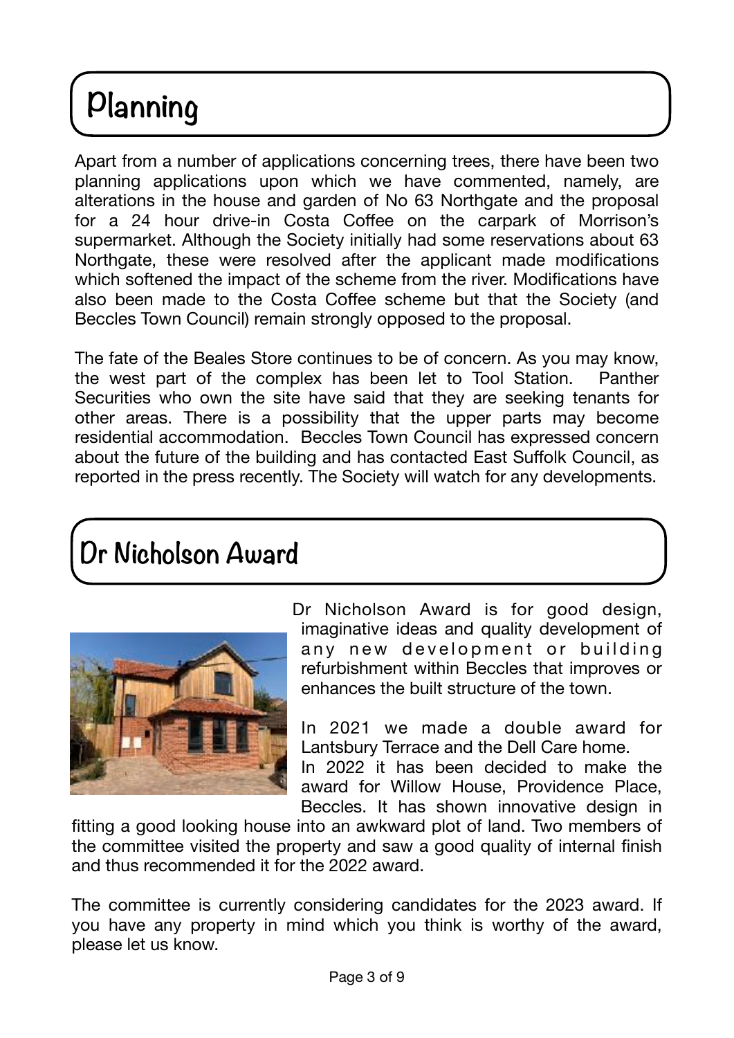# Planning

Apart from a number of applications concerning trees, there have been two planning applications upon which we have commented, namely, are alterations in the house and garden of No 63 Northgate and the proposal for a 24 hour drive-in Costa Coffee on the carpark of Morrison's supermarket. Although the Society initially had some reservations about 63 Northgate, these were resolved after the applicant made modifications which softened the impact of the scheme from the river. Modifications have also been made to the Costa Coffee scheme but that the Society (and Beccles Town Council) remain strongly opposed to the proposal.

The fate of the Beales Store continues to be of concern. As you may know, the west part of the complex has been let to Tool Station. Panther Securities who own the site have said that they are seeking tenants for other areas. There is a possibility that the upper parts may become residential accommodation. Beccles Town Council has expressed concern about the future of the building and has contacted East Suffolk Council, as reported in the press recently. The Society will watch for any developments.

# Dr Nicholson Award

Dr Nicholson Award is for good design, imaginative ideas and quality development of any new development or building refurbishment within Beccles that improves or enhances the built structure of the town.

In 2021 we made a double award for Lantsbury Terrace and the Dell Care home.
In 2022 it has been decided to make the award for Willow House, Providence Place, Beccles. It has shown innovative design in fitting a good looking house into an awkward plot of land. Two members of the committee visited the property and saw a good quality of internal finish and thus recommended it for the 2022 award.

The committee is currently considering candidates for the 2023 award. If you have any property in mind which you think is worthy of the award, please let us know.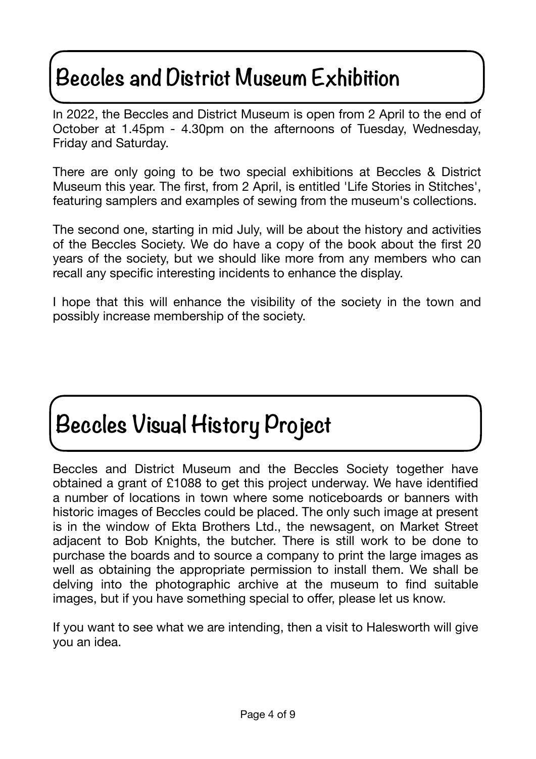## Beccles and District Museum Exhibition

In 2022, the Beccles and District Museum is open from 2 April to the end of October at 1.45pm - 4.30pm on the afternoons of Tuesday, Wednesday, Friday and Saturday.

There are only going to be two special exhibitions at Beccles & District Museum this year. The first, from 2 April, is entitled 'Life Stories in Stitches', featuring samplers and examples of sewing from the museum's collections.

The second one, starting in mid July, will be about the history and activities of the Beccles Society. We do have a copy of the book about the first 20 years of the society, but we should like more from any members who can recall any specific interesting incidents to enhance the display.

I hope that this will enhance the visibility of the society in the town and possibly increase membership of the society.

## Beccles Visual History Project

Beccles and District Museum and the Beccles Society together have obtained a grant of £1088 to get this project underway. We have identified a number of locations in town where some noticeboards or banners with historic images of Beccles could be placed. The only such image at present is in the window of Ekta Brothers Ltd., the newsagent, on Market Street adjacent to Bob Knights, the butcher. There is still work to be done to purchase the boards and to source a company to print the large images as well as obtaining the appropriate permission to install them. We shall be delving into the photographic archive at the museum to find suitable images, but if you have something special to offer, please let us know.

If you want to see what we are intending, then a visit to Halesworth will give you an idea.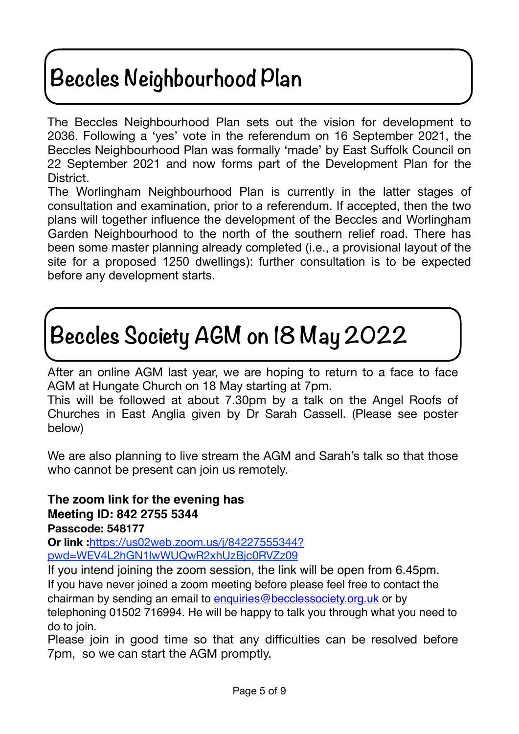# Beccles Neighbourhood Plan

The Beccles Neighbourhood Plan sets out the vision for development to 2036. Following a 'yes' vote in the referendum on 16 September 2021, the Beccles Neighbourhood Plan was formally 'made' by East Suffolk Council on 22 September 2021 and now forms part of the Development Plan for the District.

The Worlingham Neighbourhood Plan is currently in the latter stages of consultation and examination, prior to a referendum. If accepted, then the two plans will together influence the development of the Beccles and Worlingham Garden Neighbourhood to the north of the southern relief road. There has been some master planning already completed (i.e., a provisional layout of the site for a proposed 1250 dwellings): further consultation is to be expected before any development starts.

# Beccles Society AGM on 18 May 2022

After an online AGM last year, we are hoping to return to a face to face AGM at Hungate Church on 18 May starting at 7pm.

This will be followed at about 7.30pm by a talk on the Angel Roofs of Churches in East Anglia given by Dr Sarah Cassell. (Please see poster below)

We are also planning to live stream the AGM and Sarah's talk so that those who cannot be present can join us remotely.

**The zoom link for the evening has**
**Meeting ID: 842 2755 5344**
**Passcode: 548177**
**Or link :**[https://us02web.zoom.us/j/84227555344?pwd=WEV4L2hGN1lwWUQwR2xhUzBjc0RVZz09](https://us02web.zoom.us/j/84227555344?pwd=WEV4L2hGN1lwWUQwR2xhUzBjc0RVZz09)

If you intend joining the zoom session, the link will be open from 6.45pm.
If you have never joined a zoom meeting before please feel free to contact the chairman by sending an email to [enquiries@becclessociety.org.uk](mailto:enquiries@becclessociety.org.uk) or by telephoning 01502 716994. He will be happy to talk you through what you need to do to join.

Please join in good time so that any difficulties can be resolved before 7pm, so we can start the AGM promptly.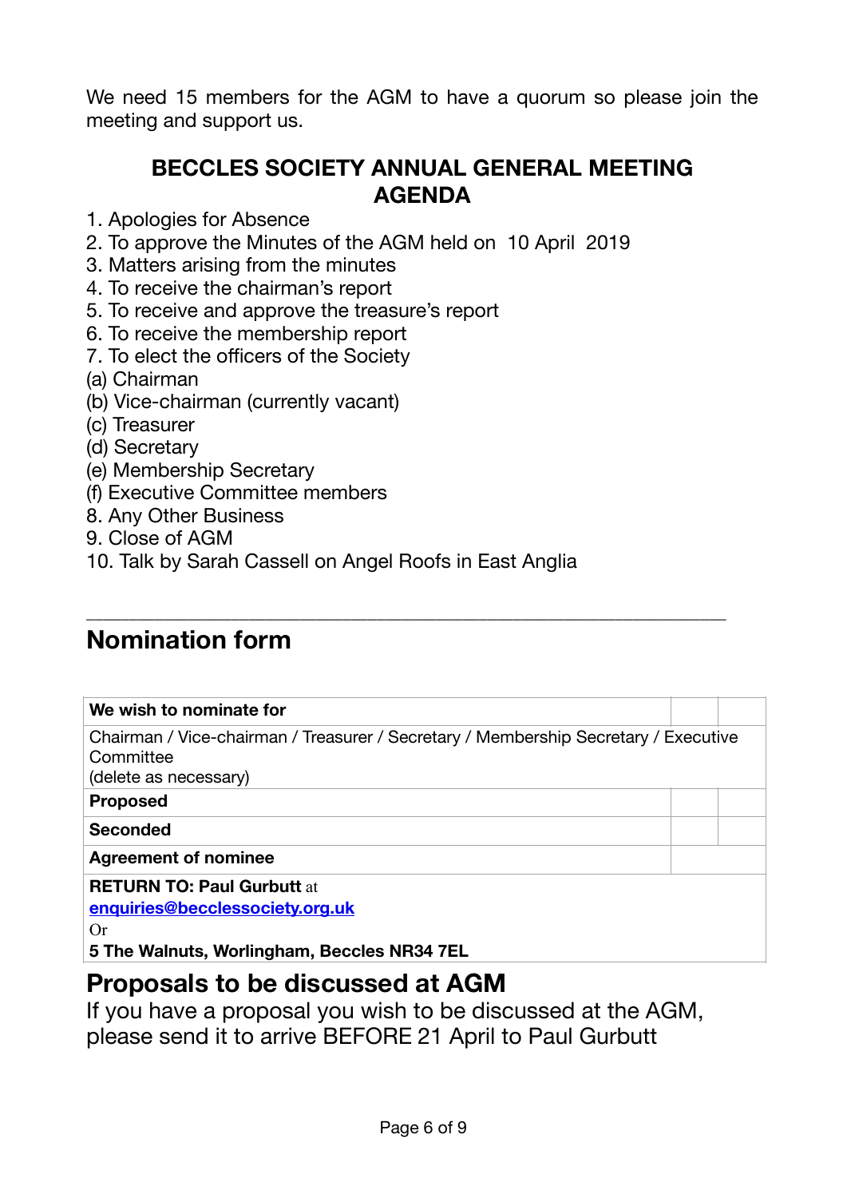We need 15 members for the AGM to have a quorum so please join the meeting and support us.

## BECCLES SOCIETY ANNUAL GENERAL MEETING AGENDA

1. Apologies for Absence
2. To approve the Minutes of the AGM held on 10 April 2019
3. Matters arising from the minutes
4. To receive the chairman's report
5. To receive and approve the treasure's report
6. To receive the membership report
7. To elect the officers of the Society

(a) Chairman
(b) Vice-chairman (currently vacant)
(c) Treasurer
(d) Secretary
(e) Membership Secretary
(f) Executive Committee members

8. Any Other Business
9. Close of AGM
10. Talk by Sarah Cassell on Angel Roofs in East Anglia

---

## Nomination form

| **We wish to nominate for** | | |
|---|---|---|
| Chairman / Vice-chairman / Treasurer / Secretary / Membership Secretary / Executive Committee (delete as necessary) | | |
| **Proposed** | | |
| **Seconded** | | |
| **Agreement of nominee** | | |
| **RETURN TO: Paul Gurbutt** at **enquiries@becclessociety.org.uk** Or **5 The Walnuts, Worlingham, Beccles NR34 7EL** | | |

## Proposals to be discussed at AGM

If you have a proposal you wish to be discussed at the AGM, please send it to arrive BEFORE 21 April to Paul Gurbutt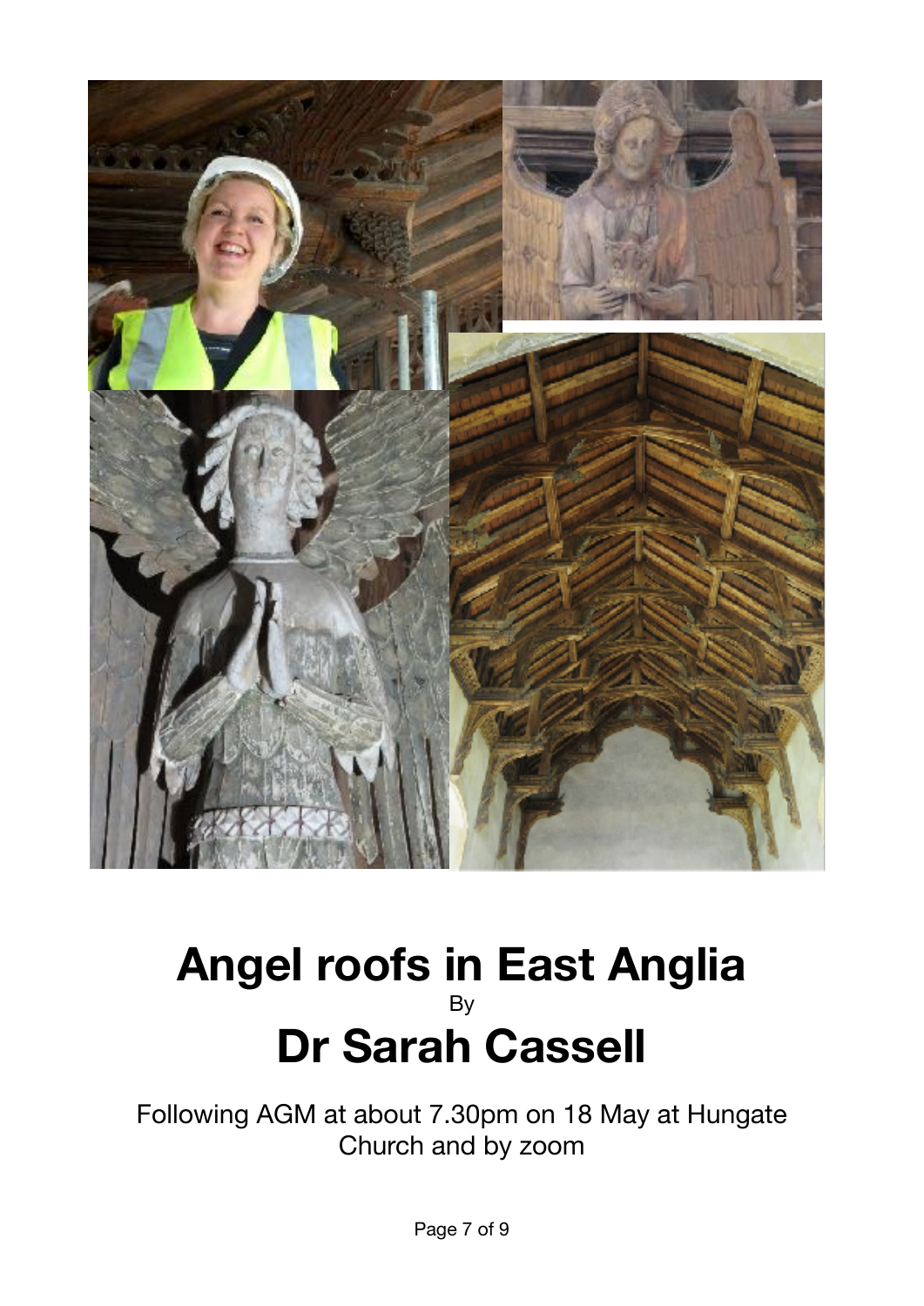# Angel roofs in East Anglia

By

# Dr Sarah Cassell

Following AGM at about 7.30pm on 18 May at Hungate Church and by zoom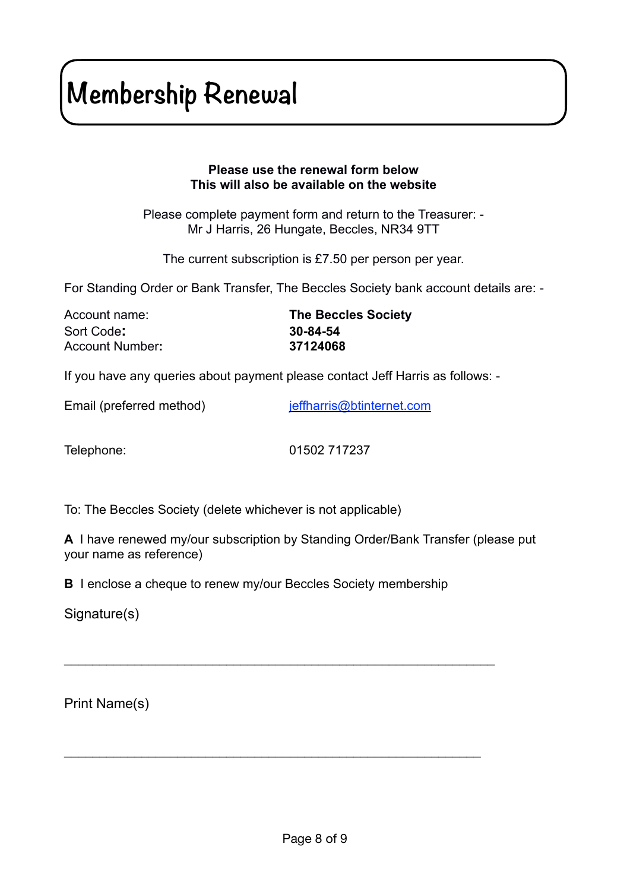# Membership Renewal

**Please use the renewal form below**
**This will also be available on the website**

Please complete payment form and return to the Treasurer: -
Mr J Harris, 26 Hungate, Beccles, NR34 9TT

The current subscription is £7.50 per person per year.

For Standing Order or Bank Transfer, The Beccles Society bank account details are: -

| | |
|---|---|
| Account name: | **The Beccles Society** |
| Sort Code**:** | **30-84-54** |
| Account Number**:** | **37124068** |

If you have any queries about payment please contact Jeff Harris as follows: -

| | |
|---|---|
| Email (preferred method) | jeffharris@btinternet.com |
| Telephone: | 01502 717237 |

To: The Beccles Society (delete whichever is not applicable)

**A** I have renewed my/our subscription by Standing Order/Bank Transfer (please put your name as reference)

**B** I enclose a cheque to renew my/our Beccles Society membership

Signature(s)

\_\_\_\_\_\_\_\_\_\_\_\_\_\_\_\_\_\_\_\_\_\_\_\_\_\_\_\_\_\_\_\_\_\_\_\_\_\_\_\_\_\_\_\_\_\_\_\_\_\_\_\_\_\_\_\_

Print Name(s)

\_\_\_\_\_\_\_\_\_\_\_\_\_\_\_\_\_\_\_\_\_\_\_\_\_\_\_\_\_\_\_\_\_\_\_\_\_\_\_\_\_\_\_\_\_\_\_\_\_\_\_\_\_\_\_\_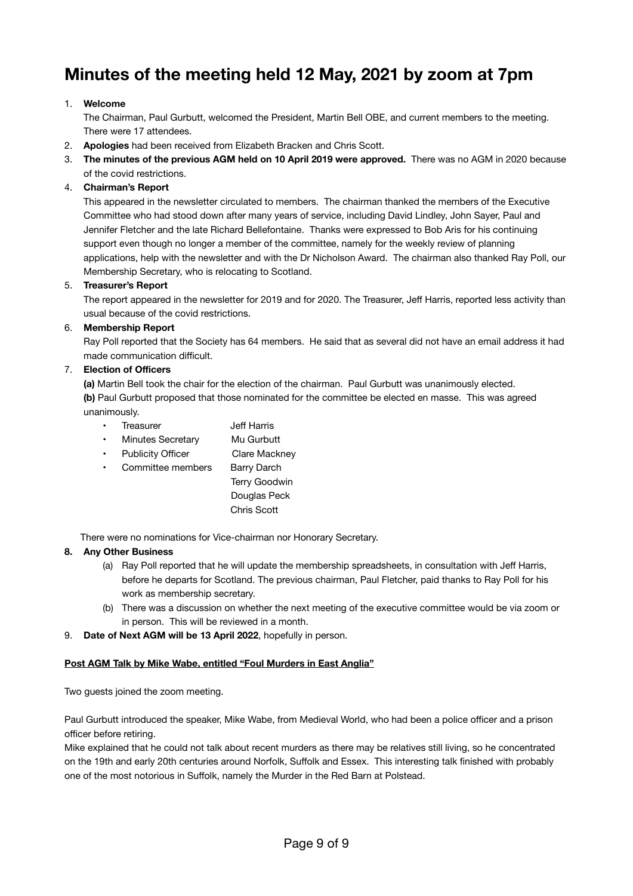# Minutes of the meeting held 12 May, 2021 by zoom at 7pm

1. **Welcome**
   The Chairman, Paul Gurbutt, welcomed the President, Martin Bell OBE, and current members to the meeting. There were 17 attendees.
2. **Apologies** had been received from Elizabeth Bracken and Chris Scott.
3. **The minutes of the previous AGM held on 10 April 2019 were approved.** There was no AGM in 2020 because of the covid restrictions.
4. **Chairman's Report**
   This appeared in the newsletter circulated to members. The chairman thanked the members of the Executive Committee who had stood down after many years of service, including David Lindley, John Sayer, Paul and Jennifer Fletcher and the late Richard Bellefontaine. Thanks were expressed to Bob Aris for his continuing support even though no longer a member of the committee, namely for the weekly review of planning applications, help with the newsletter and with the Dr Nicholson Award. The chairman also thanked Ray Poll, our Membership Secretary, who is relocating to Scotland.
5. **Treasurer's Report**
   The report appeared in the newsletter for 2019 and for 2020. The Treasurer, Jeff Harris, reported less activity than usual because of the covid restrictions.
6. **Membership Report**
   Ray Poll reported that the Society has 64 members. He said that as several did not have an email address it had made communication difficult.
7. **Election of Officers**
   **(a)** Martin Bell took the chair for the election of the chairman. Paul Gurbutt was unanimously elected.
   **(b)** Paul Gurbutt proposed that those nominated for the committee be elected en masse. This was agreed unanimously.
   - Treasurer — Jeff Harris
   - Minutes Secretary — Mu Gurbutt
   - Publicity Officer — Clare Mackney
   - Committee members — Barry Darch, Terry Goodwin, Douglas Peck, Chris Scott

   There were no nominations for Vice-chairman nor Honorary Secretary.
8. **Any Other Business**
   (a) Ray Poll reported that he will update the membership spreadsheets, in consultation with Jeff Harris, before he departs for Scotland. The previous chairman, Paul Fletcher, paid thanks to Ray Poll for his work as membership secretary.
   (b) There was a discussion on whether the next meeting of the executive committee would be via zoom or in person. This will be reviewed in a month.
9. **Date of Next AGM will be 13 April 2022**, hopefully in person.

**Post AGM Talk by Mike Wabe, entitled "Foul Murders in East Anglia"**

Two guests joined the zoom meeting.

Paul Gurbutt introduced the speaker, Mike Wabe, from Medieval World, who had been a police officer and a prison officer before retiring.
Mike explained that he could not talk about recent murders as there may be relatives still living, so he concentrated on the 19th and early 20th centuries around Norfolk, Suffolk and Essex. This interesting talk finished with probably one of the most notorious in Suffolk, namely the Murder in the Red Barn at Polstead.